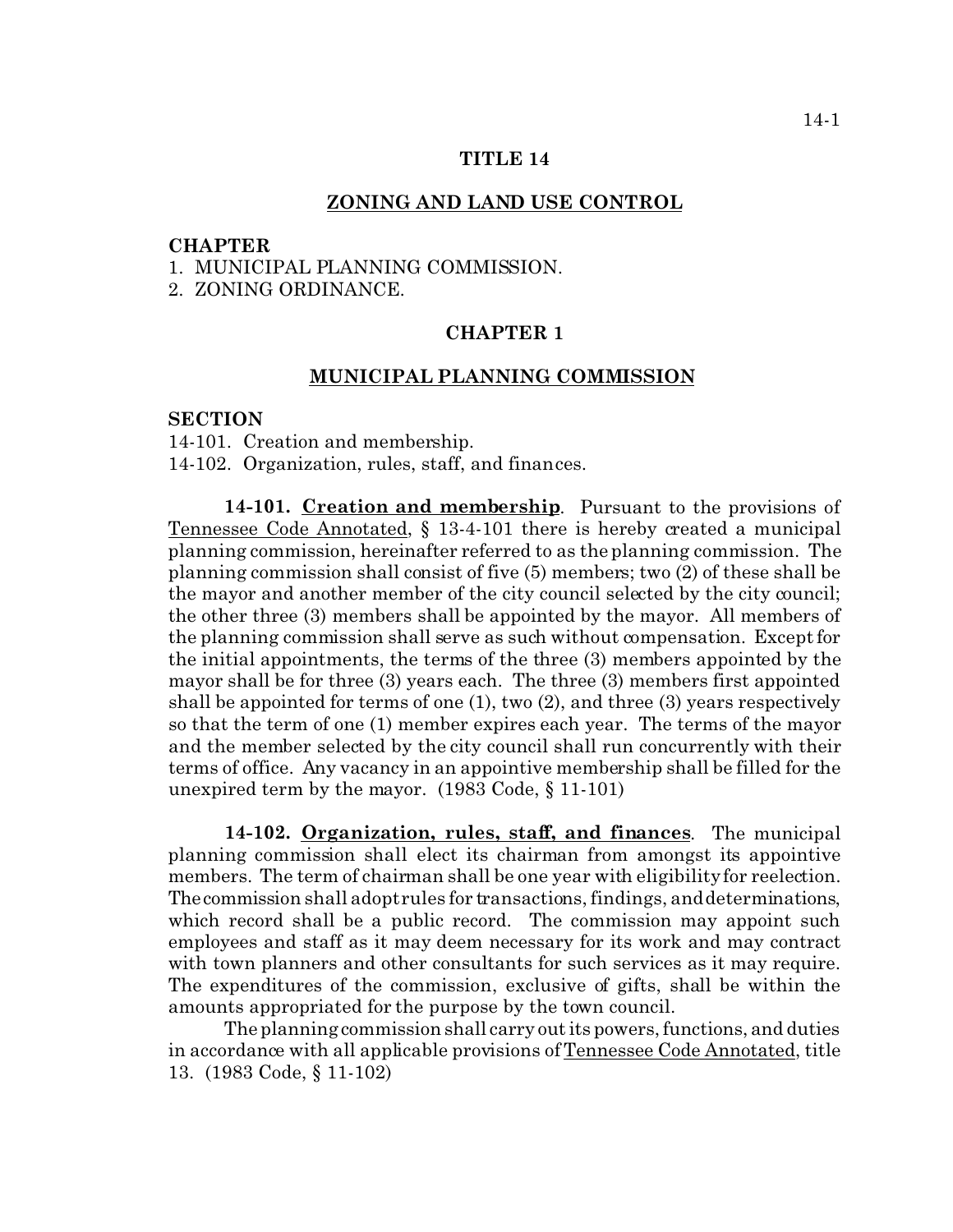# TITLE 14

## ZONING AND LAND USE CONTROL

**CHAPTER**

1. MUNICIPAL PLANNING COMMISSION.
2. ZONING ORDINANCE.

## CHAPTER 1

### MUNICIPAL PLANNING COMMISSION

**SECTION**

14-101. Creation and membership.
14-102. Organization, rules, staff, and finances.

**14-101. Creation and membership**. Pursuant to the provisions of Tennessee Code Annotated, § 13-4-101 there is hereby created a municipal planning commission, hereinafter referred to as the planning commission. The planning commission shall consist of five (5) members; two (2) of these shall be the mayor and another member of the city council selected by the city council; the other three (3) members shall be appointed by the mayor. All members of the planning commission shall serve as such without compensation. Except for the initial appointments, the terms of the three (3) members appointed by the mayor shall be for three (3) years each. The three (3) members first appointed shall be appointed for terms of one (1), two (2), and three (3) years respectively so that the term of one (1) member expires each year. The terms of the mayor and the member selected by the city council shall run concurrently with their terms of office. Any vacancy in an appointive membership shall be filled for the unexpired term by the mayor. (1983 Code, § 11-101)

**14-102. Organization, rules, staff, and finances**. The municipal planning commission shall elect its chairman from amongst its appointive members. The term of chairman shall be one year with eligibility for reelection. The commission shall adopt rules for transactions, findings, and determinations, which record shall be a public record. The commission may appoint such employees and staff as it may deem necessary for its work and may contract with town planners and other consultants for such services as it may require. The expenditures of the commission, exclusive of gifts, shall be within the amounts appropriated for the purpose by the town council.

The planning commission shall carry out its powers, functions, and duties in accordance with all applicable provisions of Tennessee Code Annotated, title 13. (1983 Code, § 11-102)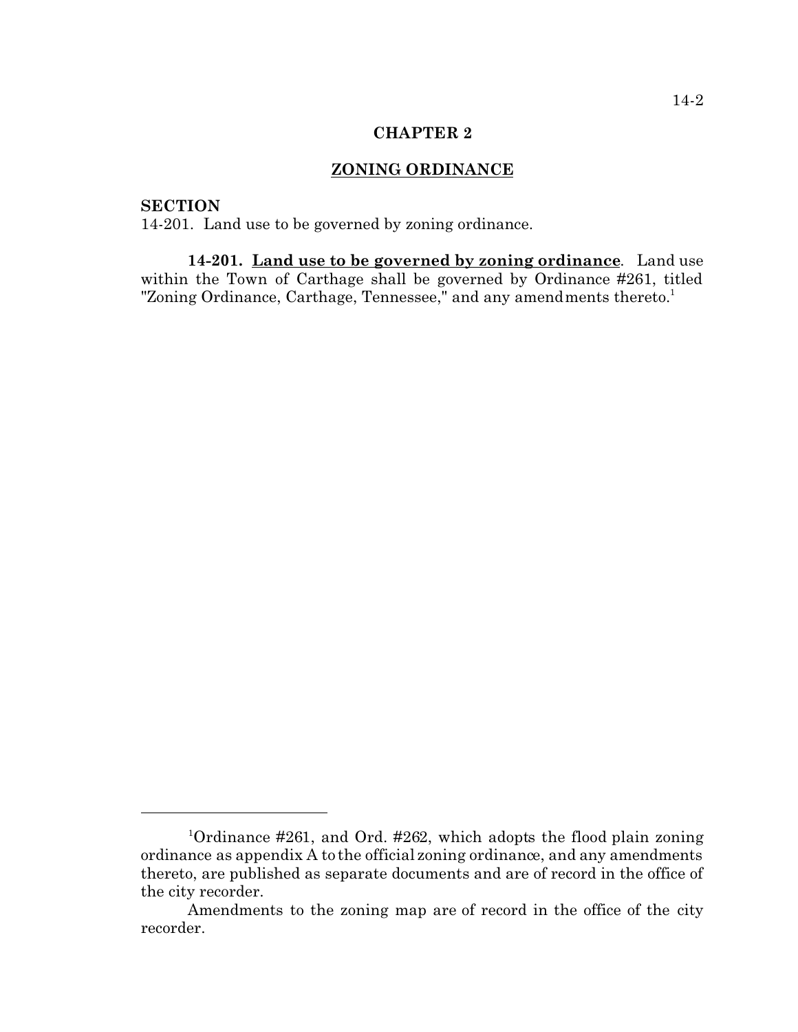# CHAPTER 2

## ZONING ORDINANCE

**SECTION**

14-201. Land use to be governed by zoning ordinance.

**14-201. Land use to be governed by zoning ordinance**. Land use within the Town of Carthage shall be governed by Ordinance #261, titled "Zoning Ordinance, Carthage, Tennessee," and any amendments thereto.[1]

---

[1] Ordinance #261, and Ord. #262, which adopts the flood plain zoning ordinance as appendix A to the official zoning ordinance, and any amendments thereto, are published as separate documents and are of record in the office of the city recorder.

Amendments to the zoning map are of record in the office of the city recorder.